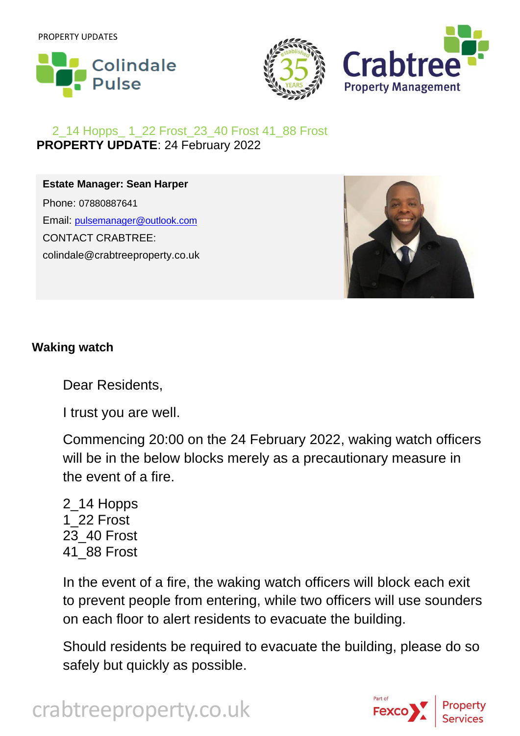PROPERTY UPDATES

Colindale Pulse

Crabtree Property Management

2_14 Hopps_ 1_22 Frost_23_40 Frost 41_88 Frost

**PROPERTY UPDATE**: 24 February 2022

**Estate Manager: Sean Harper**

Phone: 07880887641

Email: pulsemanager@outlook.com

CONTACT CRABTREE:

colindale@crabtreeproperty.co.uk

**Waking watch**

Dear Residents,

I trust you are well.

Commencing 20:00 on the 24 February 2022, waking watch officers will be in the below blocks merely as a precautionary measure in the event of a fire.

2_14 Hopps
1_22 Frost
23_40 Frost
41_88 Frost

In the event of a fire, the waking watch officers will block each exit to prevent people from entering, while two officers will use sounders on each floor to alert residents to evacuate the building.

Should residents be required to evacuate the building, please do so safely but quickly as possible.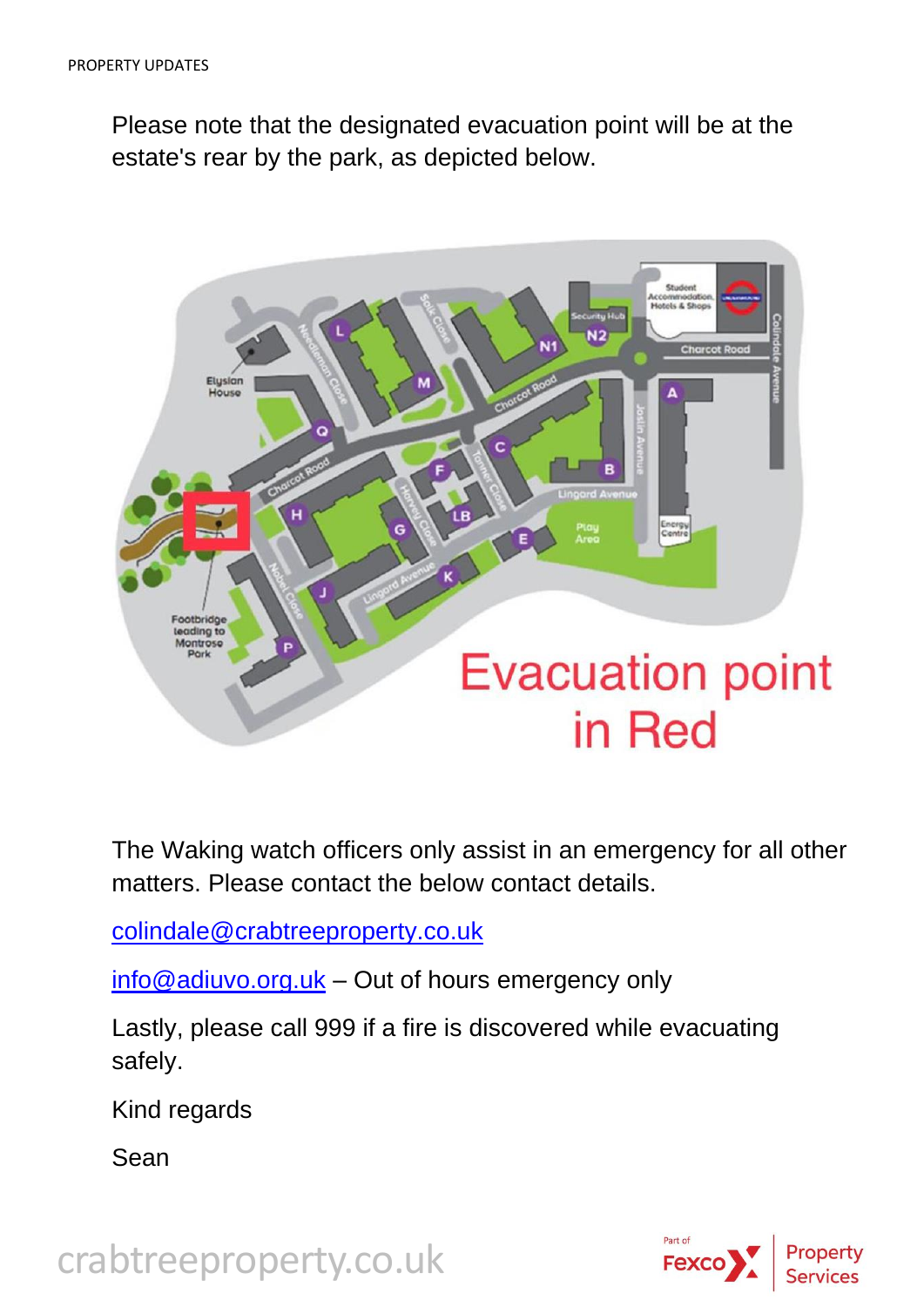Please note that the designated evacuation point will be at the estate's rear by the park, as depicted below.

The Waking watch officers only assist in an emergency for all other matters. Please contact the below contact details.

colindale@crabtreeproperty.co.uk

info@adiuvo.org.uk – Out of hours emergency only

Lastly, please call 999 if a fire is discovered while evacuating safely.

Kind regards

Sean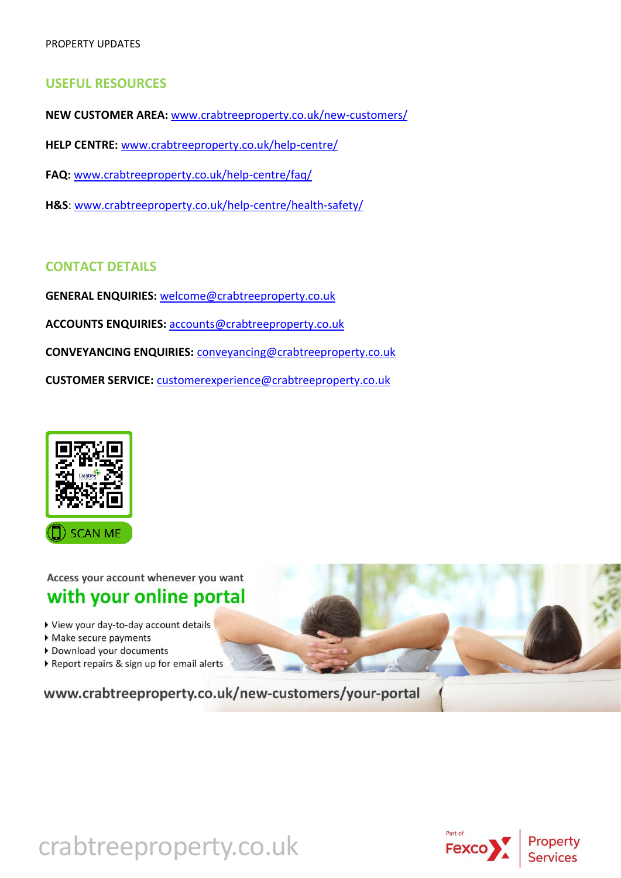PROPERTY UPDATES

## USEFUL RESOURCES

**NEW CUSTOMER AREA:** www.crabtreeproperty.co.uk/new-customers/

**HELP CENTRE:** www.crabtreeproperty.co.uk/help-centre/

**FAQ:** www.crabtreeproperty.co.uk/help-centre/faq/

**H&S**: www.crabtreeproperty.co.uk/help-centre/health-safety/

## CONTACT DETAILS

**GENERAL ENQUIRIES:** welcome@crabtreeproperty.co.uk

**ACCOUNTS ENQUIRIES:** accounts@crabtreeproperty.co.uk

**CONVEYANCING ENQUIRIES:** conveyancing@crabtreeproperty.co.uk

**CUSTOMER SERVICE:** customerexperience@crabtreeproperty.co.uk

SCAN ME

Access your account whenever you want

**with your online portal**

- View your day-to-day account details
- Make secure payments
- Download your documents
- Report repairs & sign up for email alerts

www.crabtreeproperty.co.uk/new-customers/your-portal

crabtreeproperty.co.uk

Part of Fexco Property Services